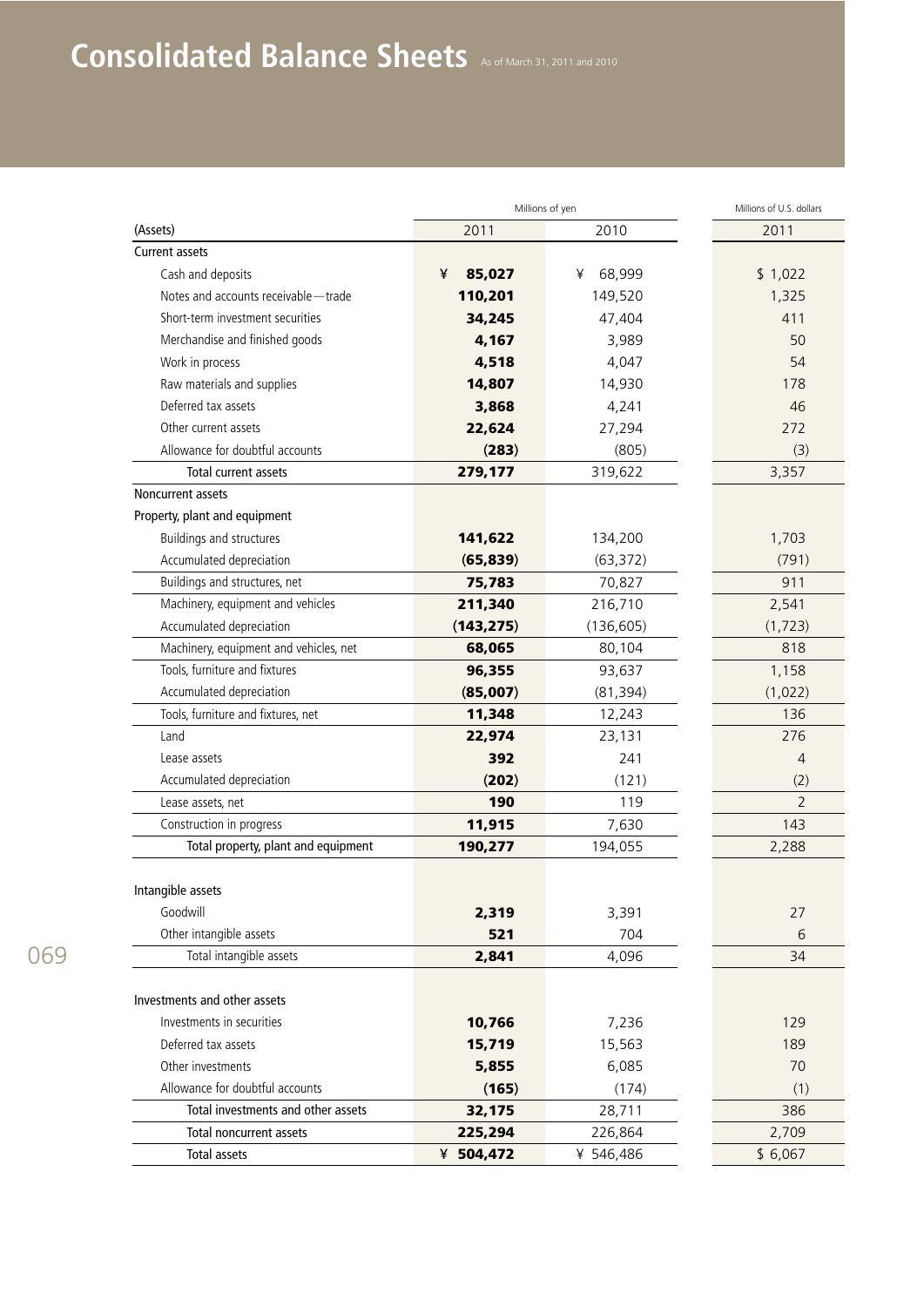# Consolidated Balance Sheets

As of March 31, 2011 and 2010

| | Millions of yen | | Millions of U.S. dollars |
|---|---|---|---|
| (Assets) | 2011 | 2010 | 2011 |
| Current assets | | | |
| Cash and deposits | ¥ 85,027 | ¥ 68,999 | $ 1,022 |
| Notes and accounts receivable—trade | 110,201 | 149,520 | 1,325 |
| Short-term investment securities | 34,245 | 47,404 | 411 |
| Merchandise and finished goods | 4,167 | 3,989 | 50 |
| Work in process | 4,518 | 4,047 | 54 |
| Raw materials and supplies | 14,807 | 14,930 | 178 |
| Deferred tax assets | 3,868 | 4,241 | 46 |
| Other current assets | 22,624 | 27,294 | 272 |
| Allowance for doubtful accounts | (283) | (805) | (3) |
| Total current assets | 279,177 | 319,622 | 3,357 |
| Noncurrent assets | | | |
| Property, plant and equipment | | | |
| Buildings and structures | 141,622 | 134,200 | 1,703 |
| Accumulated depreciation | (65,839) | (63,372) | (791) |
| Buildings and structures, net | 75,783 | 70,827 | 911 |
| Machinery, equipment and vehicles | 211,340 | 216,710 | 2,541 |
| Accumulated depreciation | (143,275) | (136,605) | (1,723) |
| Machinery, equipment and vehicles, net | 68,065 | 80,104 | 818 |
| Tools, furniture and fixtures | 96,355 | 93,637 | 1,158 |
| Accumulated depreciation | (85,007) | (81,394) | (1,022) |
| Tools, furniture and fixtures, net | 11,348 | 12,243 | 136 |
| Land | 22,974 | 23,131 | 276 |
| Lease assets | 392 | 241 | 4 |
| Accumulated depreciation | (202) | (121) | (2) |
| Lease assets, net | 190 | 119 | 2 |
| Construction in progress | 11,915 | 7,630 | 143 |
| Total property, plant and equipment | 190,277 | 194,055 | 2,288 |
| Intangible assets | | | |
| Goodwill | 2,319 | 3,391 | 27 |
| Other intangible assets | 521 | 704 | 6 |
| Total intangible assets | 2,841 | 4,096 | 34 |
| Investments and other assets | | | |
| Investments in securities | 10,766 | 7,236 | 129 |
| Deferred tax assets | 15,719 | 15,563 | 189 |
| Other investments | 5,855 | 6,085 | 70 |
| Allowance for doubtful accounts | (165) | (174) | (1) |
| Total investments and other assets | 32,175 | 28,711 | 386 |
| Total noncurrent assets | 225,294 | 226,864 | 2,709 |
| Total assets | ¥ 504,472 | ¥ 546,486 | $ 6,067 |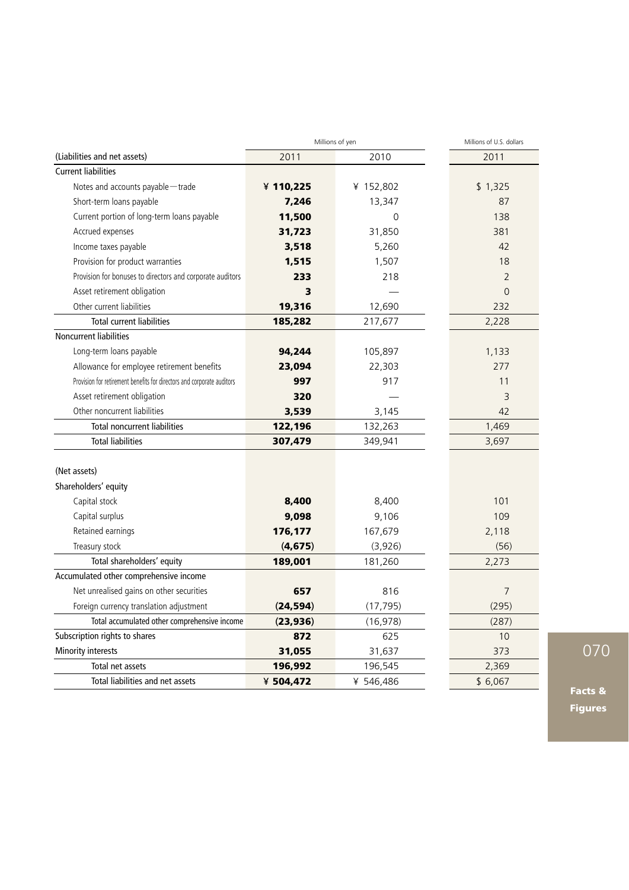| (Liabilities and net assets) | Millions of yen 2011 | Millions of yen 2010 | Millions of U.S. dollars 2011 |
|---|---|---|---|
| Current liabilities | | | |
| Notes and accounts payable—trade | **¥ 110,225** | ¥ 152,802 | $ 1,325 |
| Short-term loans payable | **7,246** | 13,347 | 87 |
| Current portion of long-term loans payable | **11,500** | 0 | 138 |
| Accrued expenses | **31,723** | 31,850 | 381 |
| Income taxes payable | **3,518** | 5,260 | 42 |
| Provision for product warranties | **1,515** | 1,507 | 18 |
| Provision for bonuses to directors and corporate auditors | **233** | 218 | 2 |
| Asset retirement obligation | **3** | — | 0 |
| Other current liabilities | **19,316** | 12,690 | 232 |
| Total current liabilities | **185,282** | 217,677 | 2,228 |
| Noncurrent liabilities | | | |
| Long-term loans payable | **94,244** | 105,897 | 1,133 |
| Allowance for employee retirement benefits | **23,094** | 22,303 | 277 |
| Provision for retirement benefits for directors and corporate auditors | **997** | 917 | 11 |
| Asset retirement obligation | **320** | — | 3 |
| Other noncurrent liabilities | **3,539** | 3,145 | 42 |
| Total noncurrent liabilities | **122,196** | 132,263 | 1,469 |
| Total liabilities | **307,479** | 349,941 | 3,697 |
| | | | |
| (Net assets) | | | |
| Shareholders' equity | | | |
| Capital stock | **8,400** | 8,400 | 101 |
| Capital surplus | **9,098** | 9,106 | 109 |
| Retained earnings | **176,177** | 167,679 | 2,118 |
| Treasury stock | **(4,675)** | (3,926) | (56) |
| Total shareholders' equity | **189,001** | 181,260 | 2,273 |
| Accumulated other comprehensive income | | | |
| Net unrealised gains on other securities | **657** | 816 | 7 |
| Foreign currency translation adjustment | **(24,594)** | (17,795) | (295) |
| Total accumulated other comprehensive income | **(23,936)** | (16,978) | (287) |
| Subscription rights to shares | **872** | 625 | 10 |
| Minority interests | **31,055** | 31,637 | 373 |
| Total net assets | **196,992** | 196,545 | 2,369 |
| Total liabilities and net assets | **¥ 504,472** | ¥ 546,486 | $ 6,067 |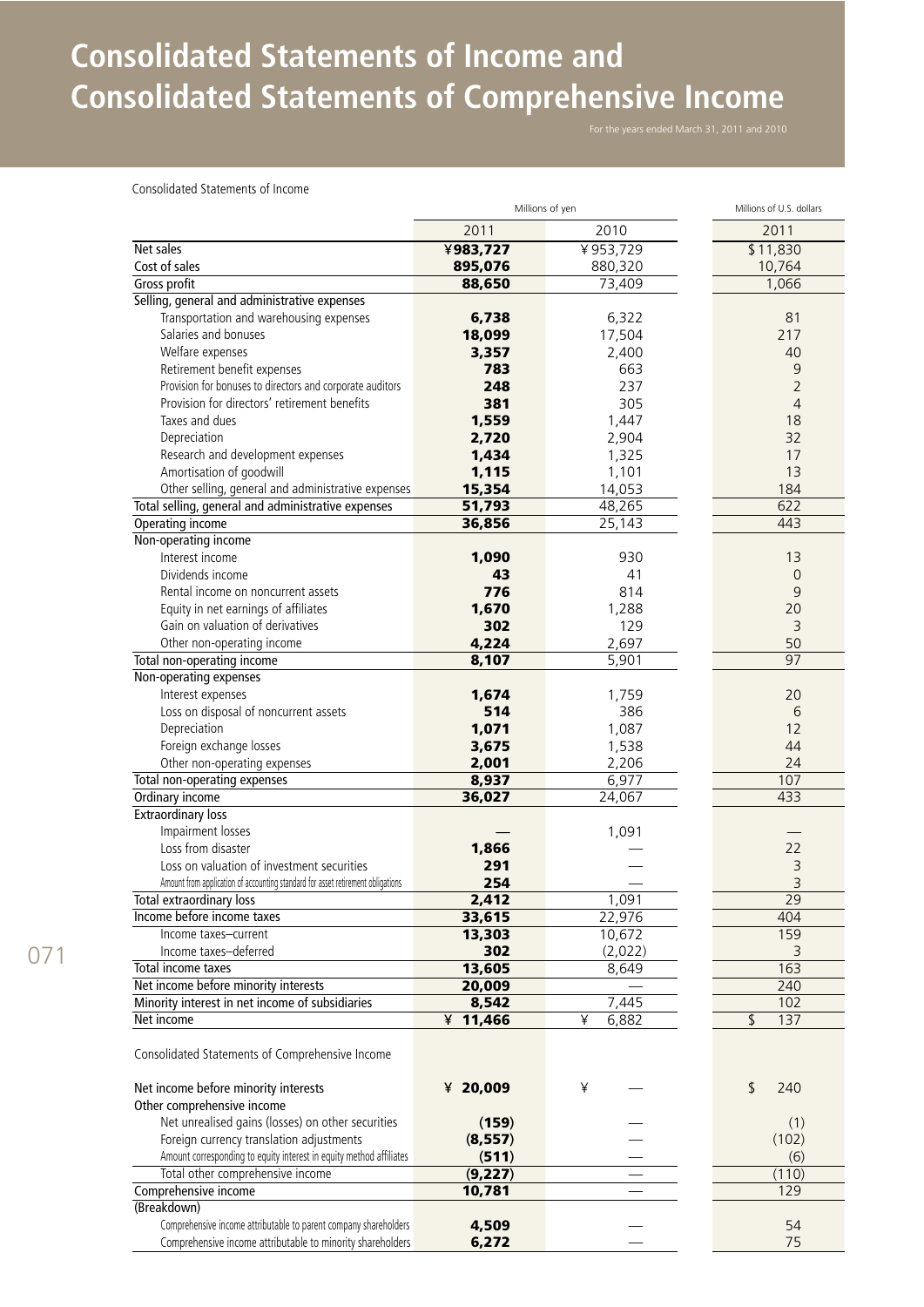# Consolidated Statements of Income and Consolidated Statements of Comprehensive Income

For the years ended March 31, 2011 and 2010

Consolidated Statements of Income

| | Millions of yen | | Millions of U.S. dollars |
|---|---|---|---|
| | 2011 | 2010 | 2011 |
| Net sales | **¥983,727** | ¥953,729 | $11,830 |
| Cost of sales | **895,076** | 880,320 | 10,764 |
| Gross profit | **88,650** | 73,409 | 1,066 |
| Selling, general and administrative expenses | | | |
| Transportation and warehousing expenses | **6,738** | 6,322 | 81 |
| Salaries and bonuses | **18,099** | 17,504 | 217 |
| Welfare expenses | **3,357** | 2,400 | 40 |
| Retirement benefit expenses | **783** | 663 | 9 |
| Provision for bonuses to directors and corporate auditors | **248** | 237 | 2 |
| Provision for directors' retirement benefits | **381** | 305 | 4 |
| Taxes and dues | **1,559** | 1,447 | 18 |
| Depreciation | **2,720** | 2,904 | 32 |
| Research and development expenses | **1,434** | 1,325 | 17 |
| Amortisation of goodwill | **1,115** | 1,101 | 13 |
| Other selling, general and administrative expenses | **15,354** | 14,053 | 184 |
| Total selling, general and administrative expenses | **51,793** | 48,265 | 622 |
| Operating income | **36,856** | 25,143 | 443 |
| Non-operating income | | | |
| Interest income | **1,090** | 930 | 13 |
| Dividends income | **43** | 41 | 0 |
| Rental income on noncurrent assets | **776** | 814 | 9 |
| Equity in net earnings of affiliates | **1,670** | 1,288 | 20 |
| Gain on valuation of derivatives | **302** | 129 | 3 |
| Other non-operating income | **4,224** | 2,697 | 50 |
| Total non-operating income | **8,107** | 5,901 | 97 |
| Non-operating expenses | | | |
| Interest expenses | **1,674** | 1,759 | 20 |
| Loss on disposal of noncurrent assets | **514** | 386 | 6 |
| Depreciation | **1,071** | 1,087 | 12 |
| Foreign exchange losses | **3,675** | 1,538 | 44 |
| Other non-operating expenses | **2,001** | 2,206 | 24 |
| Total non-operating expenses | **8,937** | 6,977 | 107 |
| Ordinary income | **36,027** | 24,067 | 433 |
| Extraordinary loss | | | |
| Impairment losses | **—** | 1,091 | — |
| Loss from disaster | **1,866** | — | 22 |
| Loss on valuation of investment securities | **291** | — | 3 |
| Amount from application of accounting standard for asset retirement obligations | **254** | — | 3 |
| Total extraordinary loss | **2,412** | 1,091 | 29 |
| Income before income taxes | **33,615** | 22,976 | 404 |
| Income taxes–current | **13,303** | 10,672 | 159 |
| Income taxes–deferred | **302** | (2,022) | 3 |
| Total income taxes | **13,605** | 8,649 | 163 |
| Net income before minority interests | **20,009** | — | 240 |
| Minority interest in net income of subsidiaries | **8,542** | 7,445 | 102 |
| Net income | **¥ 11,466** | ¥ 6,882 | $ 137 |

Consolidated Statements of Comprehensive Income

| | Millions of yen | | Millions of U.S. dollars |
|---|---|---|---|
| | 2011 | 2010 | 2011 |
| Net income before minority interests | **¥ 20,009** | ¥ — | $ 240 |
| Other comprehensive income | | | |
| Net unrealised gains (losses) on other securities | **(159)** | — | (1) |
| Foreign currency translation adjustments | **(8,557)** | — | (102) |
| Amount corresponding to equity interest in equity method affiliates | **(511)** | — | (6) |
| Total other comprehensive income | **(9,227)** | — | (110) |
| Comprehensive income | **10,781** | — | 129 |
| (Breakdown) | | | |
| Comprehensive income attributable to parent company shareholders | **4,509** | — | 54 |
| Comprehensive income attributable to minority shareholders | **6,272** | — | 75 |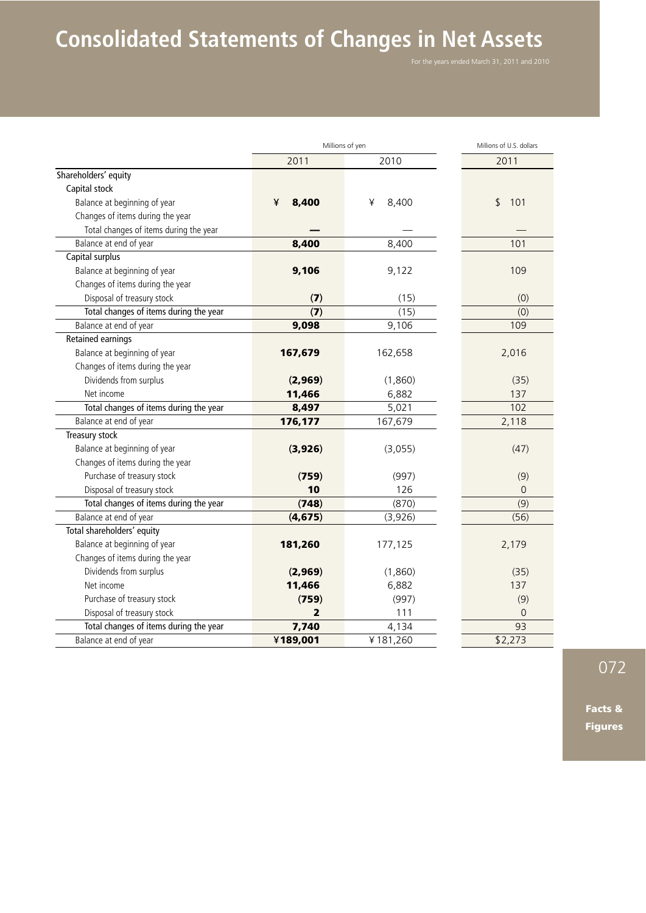# Consolidated Statements of Changes in Net Assets

For the years ended March 31, 2011 and 2010

| | Millions of yen | | Millions of U.S. dollars |
|---|---|---|---|
| | 2011 | 2010 | 2011 |
| Shareholders' equity | | | |
| Capital stock | | | |
| Balance at beginning of year | ¥ **8,400** | ¥ 8,400 | $ 101 |
| Changes of items during the year | | | |
| Total changes of items during the year | **—** | — | — |
| Balance at end of year | **8,400** | 8,400 | 101 |
| Capital surplus | | | |
| Balance at beginning of year | **9,106** | 9,122 | 109 |
| Changes of items during the year | | | |
| Disposal of treasury stock | **(7)** | (15) | (0) |
| Total changes of items during the year | **(7)** | (15) | (0) |
| Balance at end of year | **9,098** | 9,106 | 109 |
| Retained earnings | | | |
| Balance at beginning of year | **167,679** | 162,658 | 2,016 |
| Changes of items during the year | | | |
| Dividends from surplus | **(2,969)** | (1,860) | (35) |
| Net income | **11,466** | 6,882 | 137 |
| Total changes of items during the year | **8,497** | 5,021 | 102 |
| Balance at end of year | **176,177** | 167,679 | 2,118 |
| Treasury stock | | | |
| Balance at beginning of year | **(3,926)** | (3,055) | (47) |
| Changes of items during the year | | | |
| Purchase of treasury stock | **(759)** | (997) | (9) |
| Disposal of treasury stock | **10** | 126 | 0 |
| Total changes of items during the year | **(748)** | (870) | (9) |
| Balance at end of year | **(4,675)** | (3,926) | (56) |
| Total shareholders' equity | | | |
| Balance at beginning of year | **181,260** | 177,125 | 2,179 |
| Changes of items during the year | | | |
| Dividends from surplus | **(2,969)** | (1,860) | (35) |
| Net income | **11,466** | 6,882 | 137 |
| Purchase of treasury stock | **(759)** | (997) | (9) |
| Disposal of treasury stock | **2** | 111 | 0 |
| Total changes of items during the year | **7,740** | 4,134 | 93 |
| Balance at end of year | **¥189,001** | ¥181,260 | $2,273 |

Facts & Figures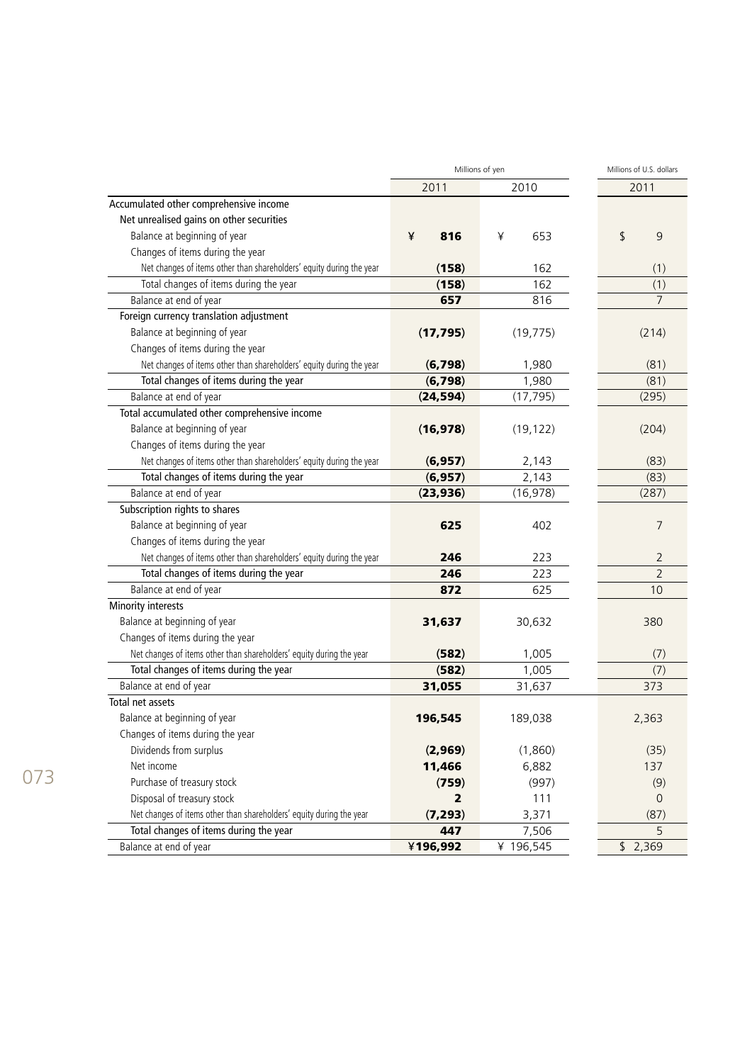| | Millions of yen | | Millions of U.S. dollars |
|---|---|---|---|
| | 2011 | 2010 | 2011 |
| Accumulated other comprehensive income | | | |
| Net unrealised gains on other securities | | | |
| Balance at beginning of year | ¥ **816** | ¥ 653 | $ 9 |
| Changes of items during the year | | | |
| Net changes of items other than shareholders' equity during the year | **(158)** | 162 | (1) |
| Total changes of items during the year | **(158)** | 162 | (1) |
| Balance at end of year | **657** | 816 | 7 |
| Foreign currency translation adjustment | | | |
| Balance at beginning of year | **(17,795)** | (19,775) | (214) |
| Changes of items during the year | | | |
| Net changes of items other than shareholders' equity during the year | **(6,798)** | 1,980 | (81) |
| Total changes of items during the year | **(6,798)** | 1,980 | (81) |
| Balance at end of year | **(24,594)** | (17,795) | (295) |
| Total accumulated other comprehensive income | | | |
| Balance at beginning of year | **(16,978)** | (19,122) | (204) |
| Changes of items during the year | | | |
| Net changes of items other than shareholders' equity during the year | **(6,957)** | 2,143 | (83) |
| Total changes of items during the year | **(6,957)** | 2,143 | (83) |
| Balance at end of year | **(23,936)** | (16,978) | (287) |
| Subscription rights to shares | | | |
| Balance at beginning of year | **625** | 402 | 7 |
| Changes of items during the year | | | |
| Net changes of items other than shareholders' equity during the year | **246** | 223 | 2 |
| Total changes of items during the year | **246** | 223 | 2 |
| Balance at end of year | **872** | 625 | 10 |
| Minority interests | | | |
| Balance at beginning of year | **31,637** | 30,632 | 380 |
| Changes of items during the year | | | |
| Net changes of items other than shareholders' equity during the year | **(582)** | 1,005 | (7) |
| Total changes of items during the year | **(582)** | 1,005 | (7) |
| Balance at end of year | **31,055** | 31,637 | 373 |
| Total net assets | | | |
| Balance at beginning of year | **196,545** | 189,038 | 2,363 |
| Changes of items during the year | | | |
| Dividends from surplus | **(2,969)** | (1,860) | (35) |
| Net income | **11,466** | 6,882 | 137 |
| Purchase of treasury stock | **(759)** | (997) | (9) |
| Disposal of treasury stock | **2** | 111 | 0 |
| Net changes of items other than shareholders' equity during the year | **(7,293)** | 3,371 | (87) |
| Total changes of items during the year | **447** | 7,506 | 5 |
| Balance at end of year | **¥196,992** | ¥ 196,545 | $ 2,369 |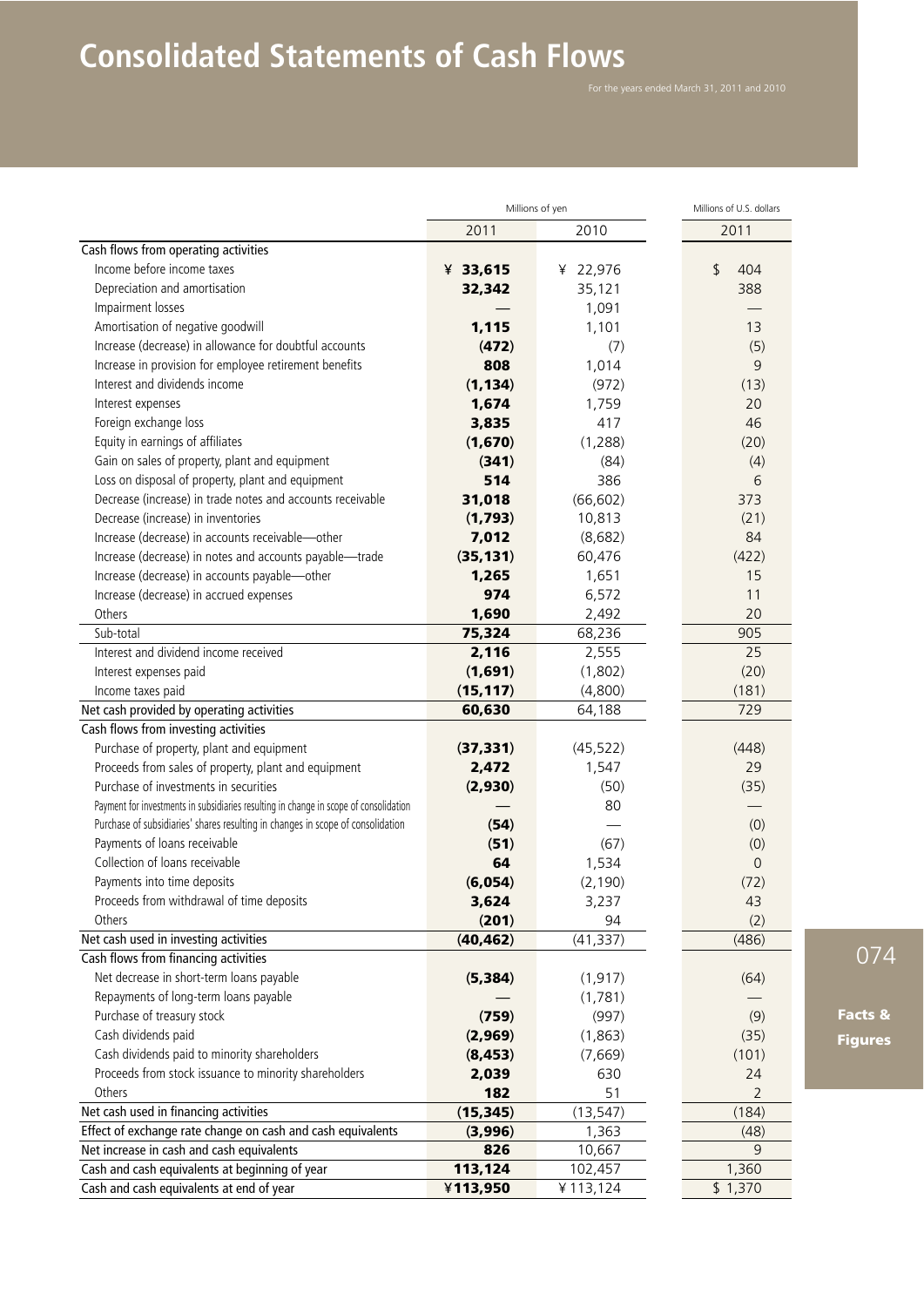# Consolidated Statements of Cash Flows

For the years ended March 31, 2011 and 2010

| | Millions of yen | | Millions of U.S. dollars |
|---|---|---|---|
| | 2011 | 2010 | 2011 |
| **Cash flows from operating activities** | | | |
| Income before income taxes | **¥ 33,615** | ¥ 22,976 | $ 404 |
| Depreciation and amortisation | **32,342** | 35,121 | 388 |
| Impairment losses | **—** | 1,091 | — |
| Amortisation of negative goodwill | **1,115** | 1,101 | 13 |
| Increase (decrease) in allowance for doubtful accounts | **(472)** | (7) | (5) |
| Increase in provision for employee retirement benefits | **808** | 1,014 | 9 |
| Interest and dividends income | **(1,134)** | (972) | (13) |
| Interest expenses | **1,674** | 1,759 | 20 |
| Foreign exchange loss | **3,835** | 417 | 46 |
| Equity in earnings of affiliates | **(1,670)** | (1,288) | (20) |
| Gain on sales of property, plant and equipment | **(341)** | (84) | (4) |
| Loss on disposal of property, plant and equipment | **514** | 386 | 6 |
| Decrease (increase) in trade notes and accounts receivable | **31,018** | (66,602) | 373 |
| Decrease (increase) in inventories | **(1,793)** | 10,813 | (21) |
| Increase (decrease) in accounts receivable—other | **7,012** | (8,682) | 84 |
| Increase (decrease) in notes and accounts payable—trade | **(35,131)** | 60,476 | (422) |
| Increase (decrease) in accounts payable—other | **1,265** | 1,651 | 15 |
| Increase (decrease) in accrued expenses | **974** | 6,572 | 11 |
| Others | **1,690** | 2,492 | 20 |
| Sub-total | **75,324** | 68,236 | 905 |
| Interest and dividend income received | **2,116** | 2,555 | 25 |
| Interest expenses paid | **(1,691)** | (1,802) | (20) |
| Income taxes paid | **(15,117)** | (4,800) | (181) |
| Net cash provided by operating activities | **60,630** | 64,188 | 729 |
| **Cash flows from investing activities** | | | |
| Purchase of property, plant and equipment | **(37,331)** | (45,522) | (448) |
| Proceeds from sales of property, plant and equipment | **2,472** | 1,547 | 29 |
| Purchase of investments in securities | **(2,930)** | (50) | (35) |
| Payment for investments in subsidiaries resulting in change in scope of consolidation | **—** | 80 | — |
| Purchase of subsidiaries' shares resulting in changes in scope of consolidation | **(54)** | — | (0) |
| Payments of loans receivable | **(51)** | (67) | (0) |
| Collection of loans receivable | **64** | 1,534 | 0 |
| Payments into time deposits | **(6,054)** | (2,190) | (72) |
| Proceeds from withdrawal of time deposits | **3,624** | 3,237 | 43 |
| Others | **(201)** | 94 | (2) |
| Net cash used in investing activities | **(40,462)** | (41,337) | (486) |
| **Cash flows from financing activities** | | | |
| Net decrease in short-term loans payable | **(5,384)** | (1,917) | (64) |
| Repayments of long-term loans payable | **—** | (1,781) | — |
| Purchase of treasury stock | **(759)** | (997) | (9) |
| Cash dividends paid | **(2,969)** | (1,863) | (35) |
| Cash dividends paid to minority shareholders | **(8,453)** | (7,669) | (101) |
| Proceeds from stock issuance to minority shareholders | **2,039** | 630 | 24 |
| Others | **182** | 51 | 2 |
| Net cash used in financing activities | **(15,345)** | (13,547) | (184) |
| Effect of exchange rate change on cash and cash equivalents | **(3,996)** | 1,363 | (48) |
| Net increase in cash and cash equivalents | **826** | 10,667 | 9 |
| Cash and cash equivalents at beginning of year | **113,124** | 102,457 | 1,360 |
| Cash and cash equivalents at end of year | **¥113,950** | ¥113,124 | $ 1,370 |